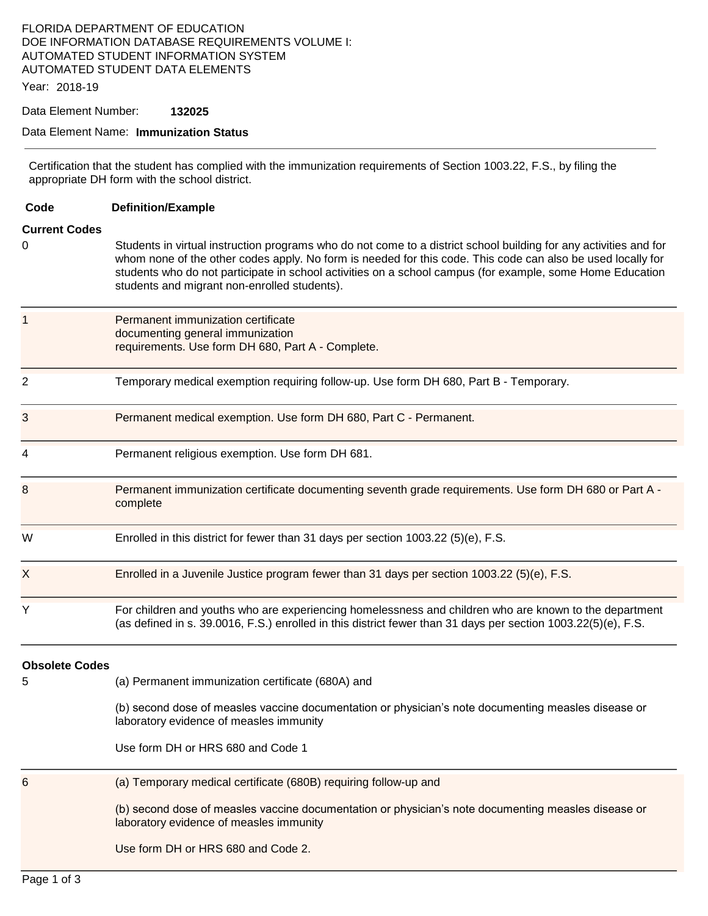FLORIDA DEPARTMENT OF EDUCATION
DOE INFORMATION DATABASE REQUIREMENTS VOLUME I:
AUTOMATED STUDENT INFORMATION SYSTEM
AUTOMATED STUDENT DATA ELEMENTS

Year: 2018-19

Data Element Number: **132025**

Data Element Name: **Immunization Status**

---

Certification that the student has complied with the immunization requirements of Section 1003.22, F.S., by filing the appropriate DH form with the school district.

| Code | Definition/Example |
|---|---|
| **Current Codes** | |
| 0 | Students in virtual instruction programs who do not come to a district school building for any activities and for whom none of the other codes apply. No form is needed for this code. This code can also be used locally for students who do not participate in school activities on a school campus (for example, some Home Education students and migrant non-enrolled students). |
| 1 | Permanent immunization certificate documenting general immunization requirements. Use form DH 680, Part A - Complete. |
| 2 | Temporary medical exemption requiring follow-up. Use form DH 680, Part B - Temporary. |
| 3 | Permanent medical exemption. Use form DH 680, Part C - Permanent. |
| 4 | Permanent religious exemption. Use form DH 681. |
| 8 | Permanent immunization certificate documenting seventh grade requirements. Use form DH 680 or Part A - complete |
| W | Enrolled in this district for fewer than 31 days per section 1003.22 (5)(e), F.S. |
| X | Enrolled in a Juvenile Justice program fewer than 31 days per section 1003.22 (5)(e), F.S. |
| Y | For children and youths who are experiencing homelessness and children who are known to the department (as defined in s. 39.0016, F.S.) enrolled in this district fewer than 31 days per section 1003.22(5)(e), F.S. |
| **Obsolete Codes** | |
| 5 | (a) Permanent immunization certificate (680A) and<br><br>(b) second dose of measles vaccine documentation or physician's note documenting measles disease or laboratory evidence of measles immunity<br><br>Use form DH or HRS 680 and Code 1 |
| 6 | (a) Temporary medical certificate (680B) requiring follow-up and<br><br>(b) second dose of measles vaccine documentation or physician's note documenting measles disease or laboratory evidence of measles immunity<br><br>Use form DH or HRS 680 and Code 2. |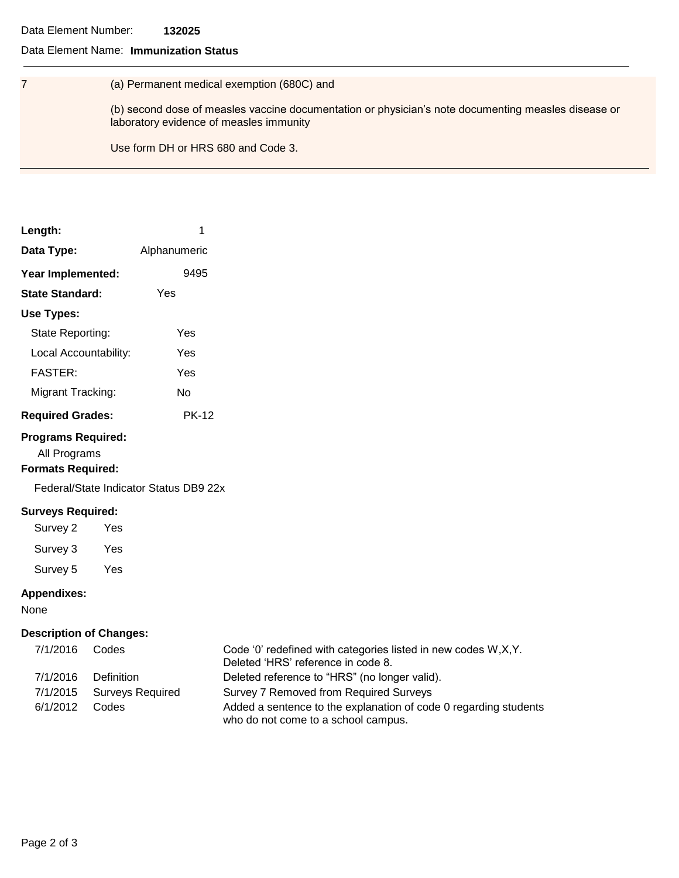Data Element Number: **132025**

Data Element Name: **Immunization Status**

| | |
|---|---|
| 7 | (a) Permanent medical exemption (680C) and<br><br>(b) second dose of measles vaccine documentation or physician's note documenting measles disease or laboratory evidence of measles immunity<br><br>Use form DH or HRS 680 and Code 3. |

**Length:** 1

**Data Type:** Alphanumeric

**Year Implemented:** 9495

**State Standard:** Yes

**Use Types:**

- State Reporting: Yes
- Local Accountability: Yes
- FASTER: Yes
- Migrant Tracking: No

**Required Grades:** PK-12

**Programs Required:**

All Programs

**Formats Required:**

Federal/State Indicator Status DB9 22x

**Surveys Required:**

- Survey 2 Yes
- Survey 3 Yes
- Survey 5 Yes

**Appendixes:**

None

**Description of Changes:**

| | | |
|---|---|---|
| 7/1/2016 | Codes | Code '0' redefined with categories listed in new codes W,X,Y. Deleted 'HRS' reference in code 8. |
| 7/1/2016 | Definition | Deleted reference to "HRS" (no longer valid). |
| 7/1/2015 | Surveys Required | Survey 7 Removed from Required Surveys |
| 6/1/2012 | Codes | Added a sentence to the explanation of code 0 regarding students who do not come to a school campus. |